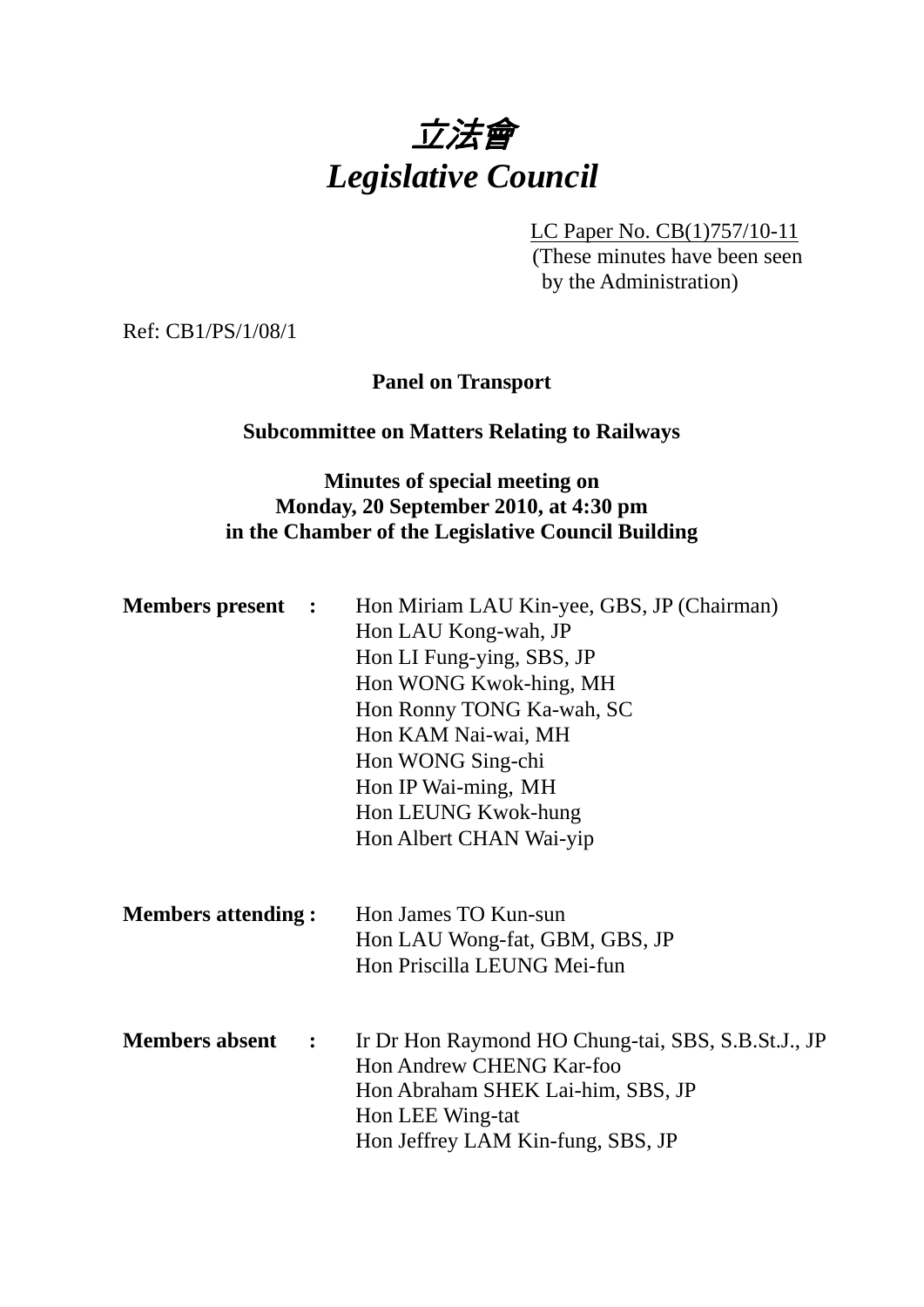# *立法會*
# *Legislative Council*

LC Paper No. CB(1)757/10-11
(These minutes have been seen by the Administration)

Ref: CB1/PS/1/08/1

**Panel on Transport**

**Subcommittee on Matters Relating to Railways**

**Minutes of special meeting on Monday, 20 September 2010, at 4:30 pm in the Chamber of the Legislative Council Building**

**Members present :**
Hon Miriam LAU Kin-yee, GBS, JP (Chairman)
Hon LAU Kong-wah, JP
Hon LI Fung-ying, SBS, JP
Hon WONG Kwok-hing, MH
Hon Ronny TONG Ka-wah, SC
Hon KAM Nai-wai, MH
Hon WONG Sing-chi
Hon IP Wai-ming, MH
Hon LEUNG Kwok-hung
Hon Albert CHAN Wai-yip

**Members attending :**
Hon James TO Kun-sun
Hon LAU Wong-fat, GBM, GBS, JP
Hon Priscilla LEUNG Mei-fun

**Members absent :**
Ir Dr Hon Raymond HO Chung-tai, SBS, S.B.St.J., JP
Hon Andrew CHENG Kar-foo
Hon Abraham SHEK Lai-him, SBS, JP
Hon LEE Wing-tat
Hon Jeffrey LAM Kin-fung, SBS, JP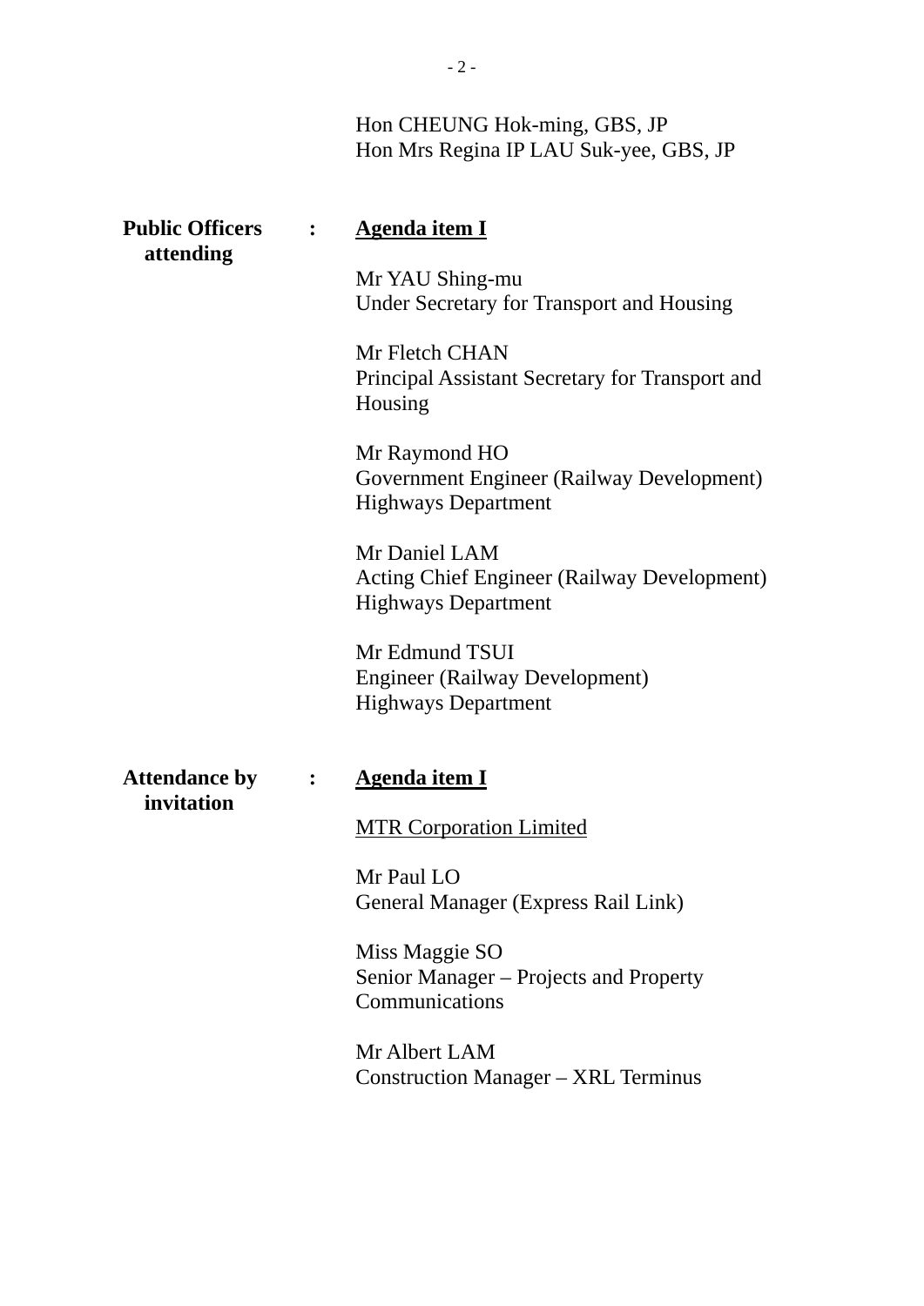Hon CHEUNG Hok-ming, GBS, JP
Hon Mrs Regina IP LAU Suk-yee, GBS, JP

**Public Officers attending** : <u>**Agenda item I**</u>

Mr YAU Shing-mu
Under Secretary for Transport and Housing

Mr Fletch CHAN
Principal Assistant Secretary for Transport and Housing

Mr Raymond HO
Government Engineer (Railway Development)
Highways Department

Mr Daniel LAM
Acting Chief Engineer (Railway Development)
Highways Department

Mr Edmund TSUI
Engineer (Railway Development)
Highways Department

**Attendance by invitation** : <u>**Agenda item I**</u>

<u>MTR Corporation Limited</u>

Mr Paul LO
General Manager (Express Rail Link)

Miss Maggie SO
Senior Manager – Projects and Property Communications

Mr Albert LAM
Construction Manager – XRL Terminus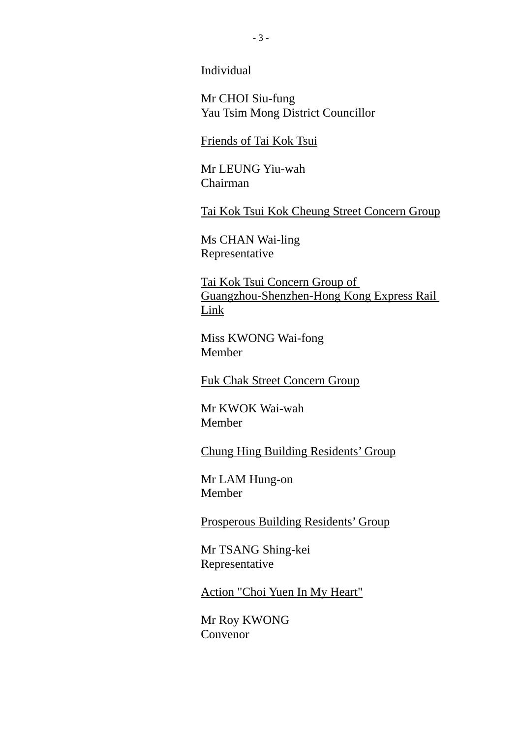Individual

Mr CHOI Siu-fung
Yau Tsim Mong District Councillor

Friends of Tai Kok Tsui

Mr LEUNG Yiu-wah
Chairman

Tai Kok Tsui Kok Cheung Street Concern Group

Ms CHAN Wai-ling
Representative

Tai Kok Tsui Concern Group of Guangzhou-Shenzhen-Hong Kong Express Rail Link

Miss KWONG Wai-fong
Member

Fuk Chak Street Concern Group

Mr KWOK Wai-wah
Member

Chung Hing Building Residents' Group

Mr LAM Hung-on
Member

Prosperous Building Residents' Group

Mr TSANG Shing-kei
Representative

Action "Choi Yuen In My Heart"

Mr Roy KWONG
Convenor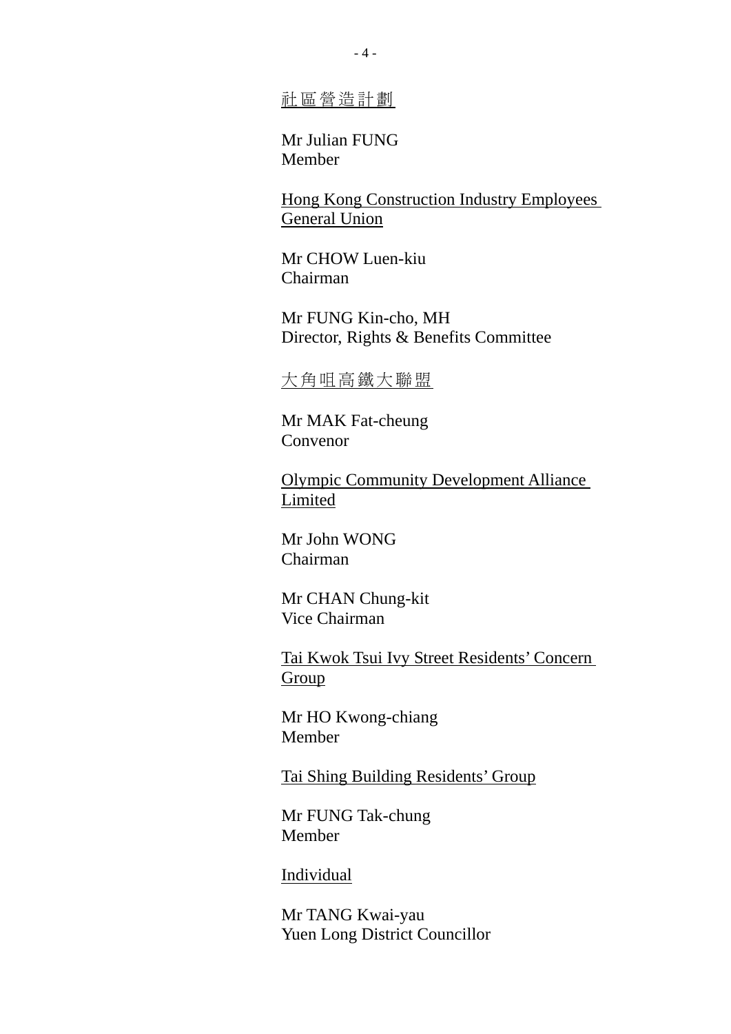<u>社區營造計劃</u>

Mr Julian FUNG
Member

<u>Hong Kong Construction Industry Employees General Union</u>

Mr CHOW Luen-kiu
Chairman

Mr FUNG Kin-cho, MH
Director, Rights & Benefits Committee

<u>大角咀高鐵大聯盟</u>

Mr MAK Fat-cheung
Convenor

<u>Olympic Community Development Alliance Limited</u>

Mr John WONG
Chairman

Mr CHAN Chung-kit
Vice Chairman

<u>Tai Kwok Tsui Ivy Street Residents' Concern Group</u>

Mr HO Kwong-chiang
Member

<u>Tai Shing Building Residents' Group</u>

Mr FUNG Tak-chung
Member

<u>Individual</u>

Mr TANG Kwai-yau
Yuen Long District Councillor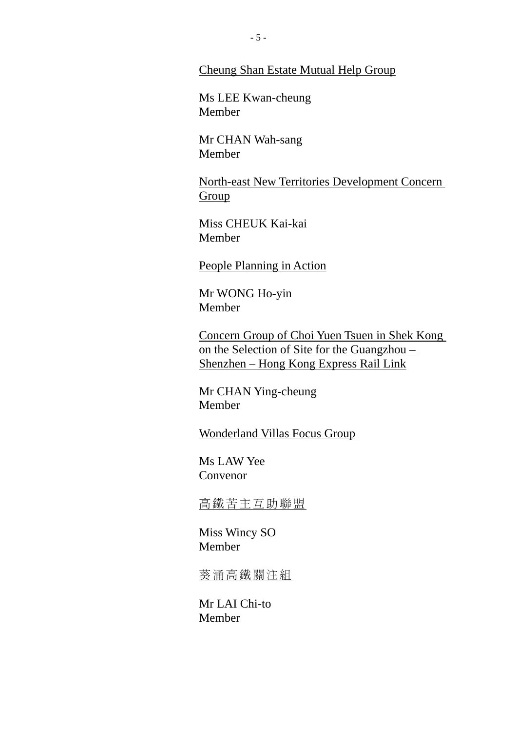<u>Cheung Shan Estate Mutual Help Group</u>

Ms LEE Kwan-cheung
Member

Mr CHAN Wah-sang
Member

<u>North-east New Territories Development Concern Group</u>

Miss CHEUK Kai-kai
Member

<u>People Planning in Action</u>

Mr WONG Ho-yin
Member

<u>Concern Group of Choi Yuen Tsuen in Shek Kong on the Selection of Site for the Guangzhou – Shenzhen – Hong Kong Express Rail Link</u>

Mr CHAN Ying-cheung
Member

<u>Wonderland Villas Focus Group</u>

Ms LAW Yee
Convenor

<u>高鐵苦主互助聯盟</u>

Miss Wincy SO
Member

<u>葵涌高鐵關注組</u>

Mr LAI Chi-to
Member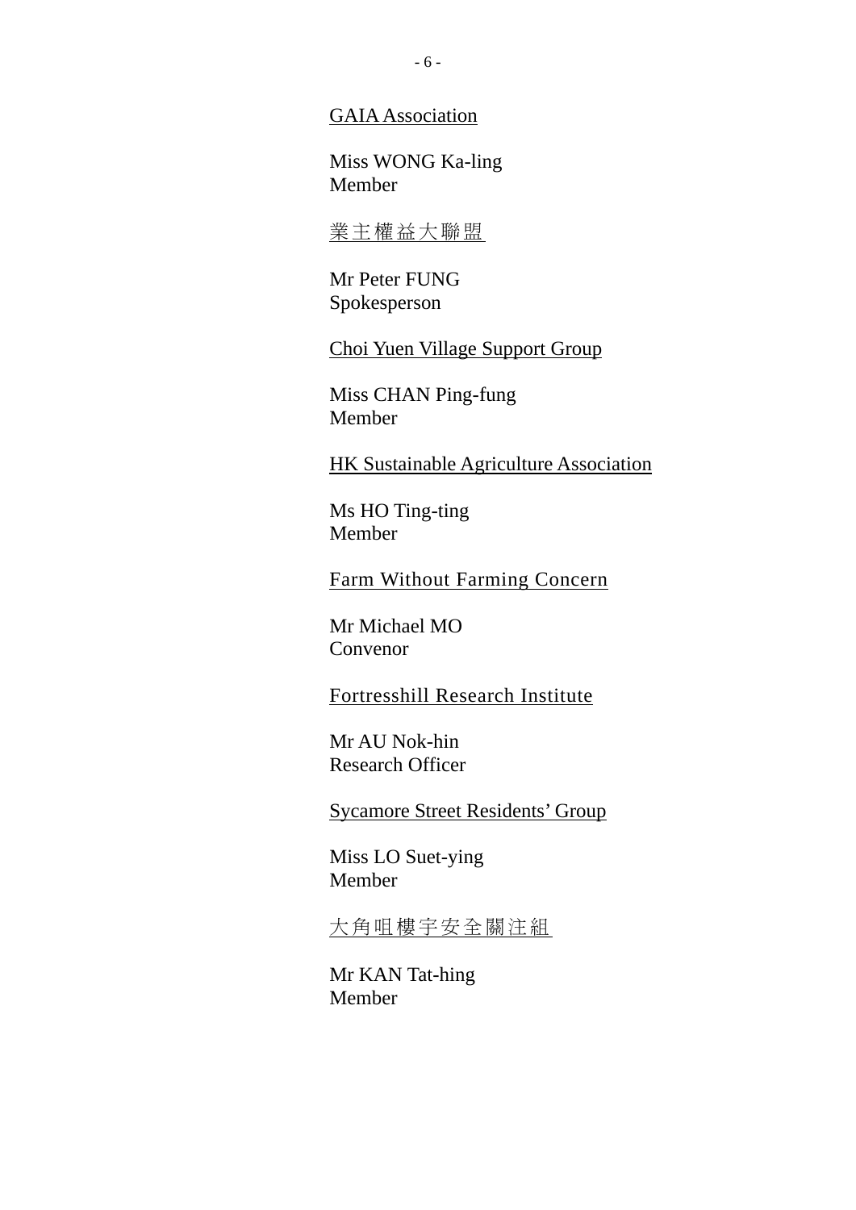<u>GAIA Association</u>

Miss WONG Ka-ling
Member

<u>業主權益大聯盟</u>

Mr Peter FUNG
Spokesperson

<u>Choi Yuen Village Support Group</u>

Miss CHAN Ping-fung
Member

<u>HK Sustainable Agriculture Association</u>

Ms HO Ting-ting
Member

<u>Farm Without Farming Concern</u>

Mr Michael MO
Convenor

<u>Fortresshill Research Institute</u>

Mr AU Nok-hin
Research Officer

<u>Sycamore Street Residents' Group</u>

Miss LO Suet-ying
Member

<u>大角咀樓宇安全關注組</u>

Mr KAN Tat-hing
Member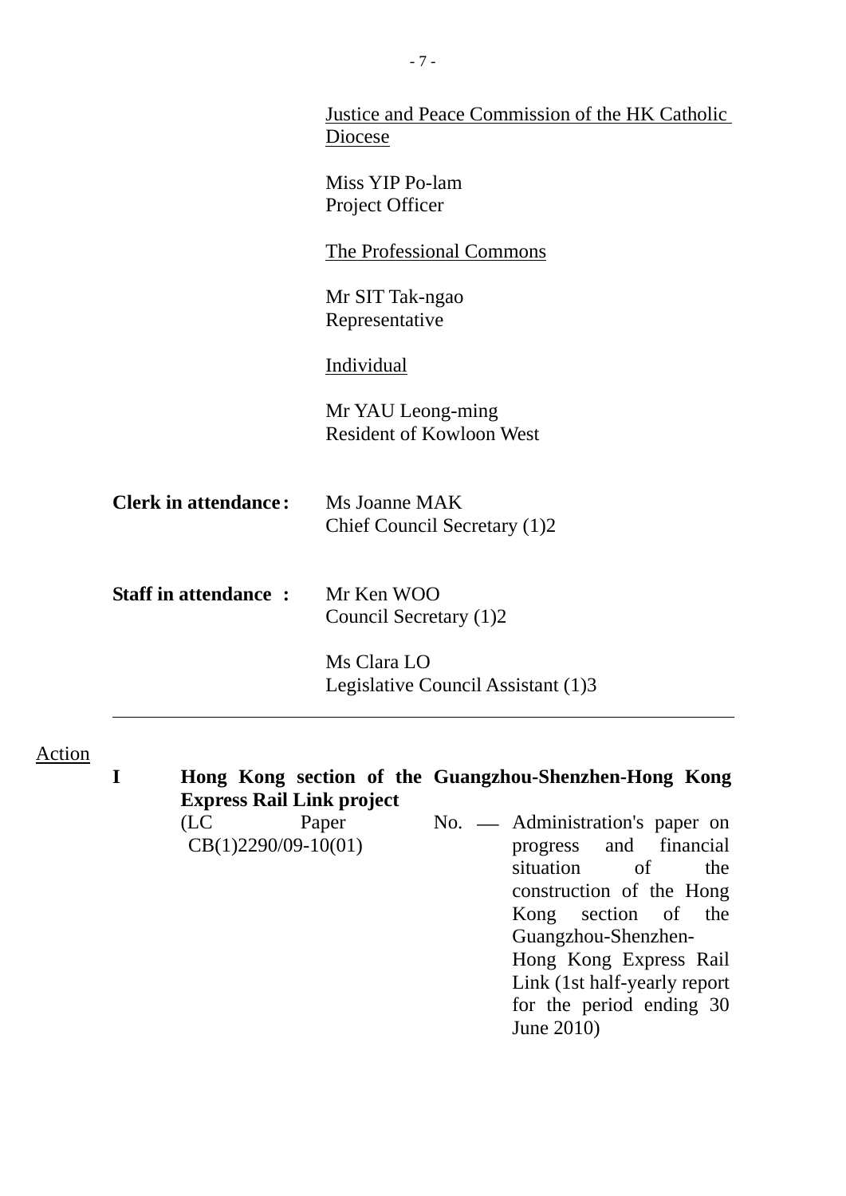Justice and Peace Commission of the HK Catholic Diocese

Miss YIP Po-lam
Project Officer

The Professional Commons

Mr SIT Tak-ngao
Representative

Individual

Mr YAU Leong-ming
Resident of Kowloon West

**Clerk in attendance :** Ms Joanne MAK
Chief Council Secretary (1)2

**Staff in attendance :** Mr Ken WOO
Council Secretary (1)2

Ms Clara LO
Legislative Council Assistant (1)3

---

Action

**I Hong Kong section of the Guangzhou-Shenzhen-Hong Kong Express Rail Link project**

(LC Paper No. CB(1)2290/09-10(01) — Administration's paper on progress and financial situation of the construction of the Hong Kong section of the Guangzhou-Shenzhen-Hong Kong Express Rail Link (1st half-yearly report for the period ending 30 June 2010)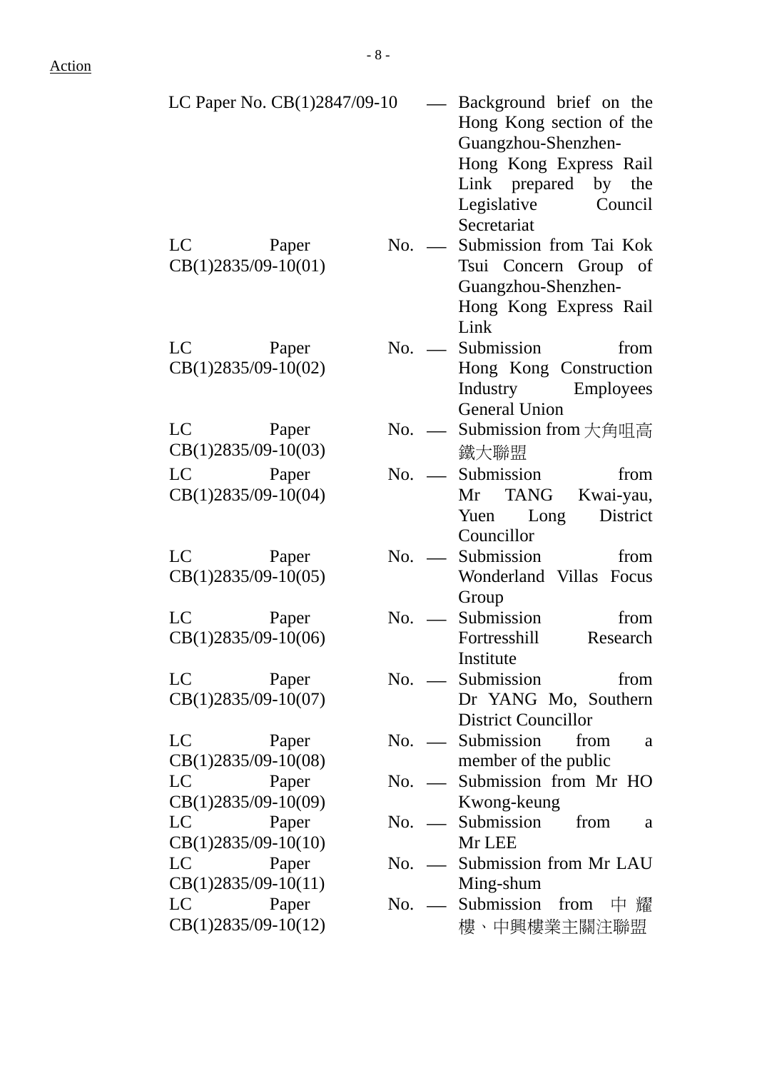Action

| | | |
|---|---|---|
| LC Paper No. CB(1)2847/09-10 | — | Background brief on the Hong Kong section of the Guangzhou-Shenzhen-Hong Kong Express Rail Link prepared by the Legislative Council Secretariat |
| LC Paper No. CB(1)2835/09-10(01) | — | Submission from Tai Kok Tsui Concern Group of Guangzhou-Shenzhen-Hong Kong Express Rail Link |
| LC Paper No. CB(1)2835/09-10(02) | — | Submission from Hong Kong Construction Industry Employees General Union |
| LC Paper No. CB(1)2835/09-10(03) | — | Submission from 大角咀高鐵大聯盟 |
| LC Paper No. CB(1)2835/09-10(04) | — | Submission from Mr TANG Kwai-yau, Yuen Long District Councillor |
| LC Paper No. CB(1)2835/09-10(05) | — | Submission from Wonderland Villas Focus Group |
| LC Paper No. CB(1)2835/09-10(06) | — | Submission from Fortresshill Research Institute |
| LC Paper No. CB(1)2835/09-10(07) | — | Submission from Dr YANG Mo, Southern District Councillor |
| LC Paper No. CB(1)2835/09-10(08) | — | Submission from a member of the public |
| LC Paper No. CB(1)2835/09-10(09) | — | Submission from Mr HO Kwong-keung |
| LC Paper No. CB(1)2835/09-10(10) | — | Submission from a Mr LEE |
| LC Paper No. CB(1)2835/09-10(11) | — | Submission from Mr LAU Ming-shum |
| LC Paper No. CB(1)2835/09-10(12) | — | Submission from 中耀樓、中興樓業主關注聯盟 |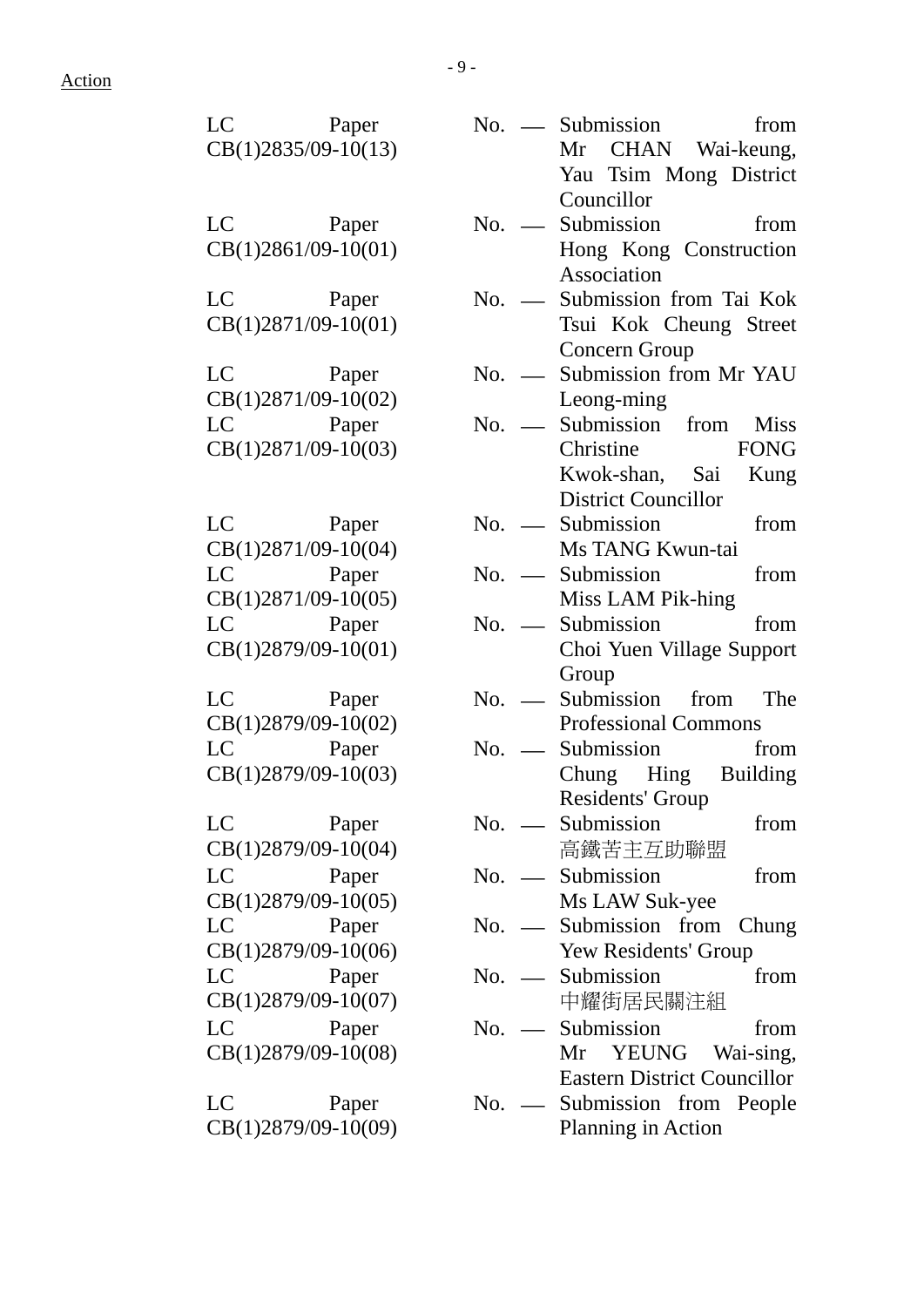Action

LC Paper No. CB(1)2835/09-10(13) — Submission from Mr CHAN Wai-keung, Yau Tsim Mong District Councillor

LC Paper No. CB(1)2861/09-10(01) — Submission from Hong Kong Construction Association

LC Paper No. CB(1)2871/09-10(01) — Submission from Tai Kok Tsui Kok Cheung Street Concern Group

LC Paper No. CB(1)2871/09-10(02) — Submission from Mr YAU Leong-ming

LC Paper No. CB(1)2871/09-10(03) — Submission from Miss Christine FONG Kwok-shan, Sai Kung District Councillor

LC Paper No. CB(1)2871/09-10(04) — Submission from Ms TANG Kwun-tai

LC Paper No. CB(1)2871/09-10(05) — Submission from Miss LAM Pik-hing

LC Paper No. CB(1)2879/09-10(01) — Submission from Choi Yuen Village Support Group

LC Paper No. CB(1)2879/09-10(02) — Submission from The Professional Commons

LC Paper No. CB(1)2879/09-10(03) — Submission from Chung Hing Building Residents' Group

LC Paper No. CB(1)2879/09-10(04) — Submission from 高鐵苦主互助聯盟

LC Paper No. CB(1)2879/09-10(05) — Submission from Ms LAW Suk-yee

LC Paper No. CB(1)2879/09-10(06) — Submission from Chung Yew Residents' Group

LC Paper No. CB(1)2879/09-10(07) — Submission from 中耀街居民關注組

LC Paper No. CB(1)2879/09-10(08) — Submission from Mr YEUNG Wai-sing, Eastern District Councillor

LC Paper No. CB(1)2879/09-10(09) — Submission from People Planning in Action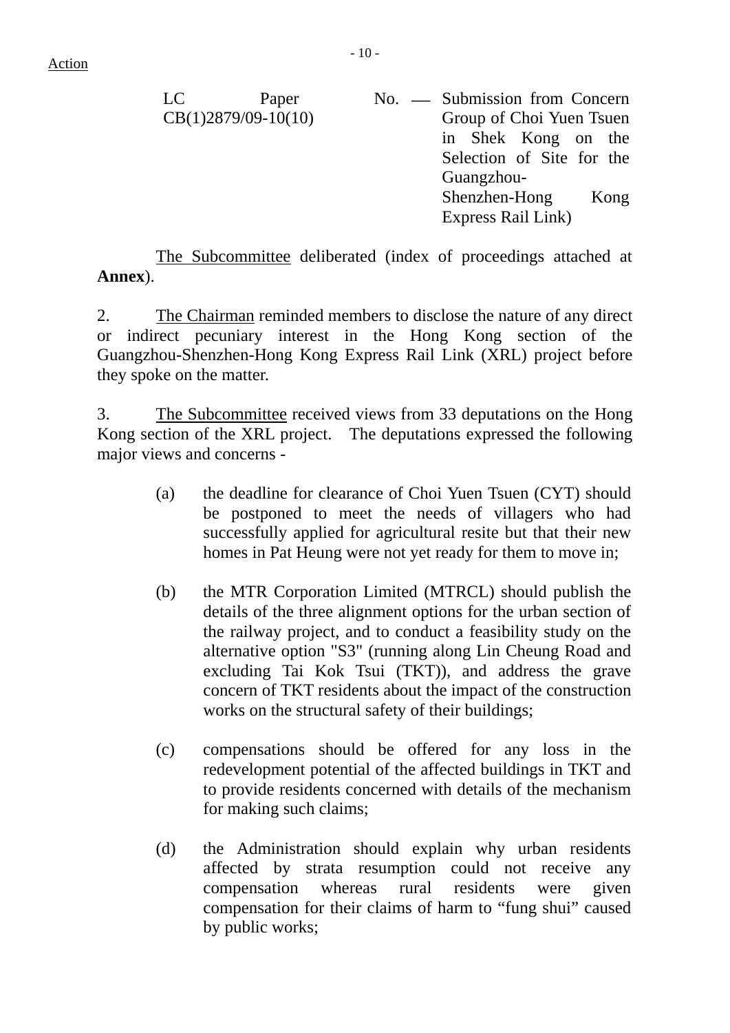Action

LC Paper No. CB(1)2879/09-10(10) — Submission from Concern Group of Choi Yuen Tsuen in Shek Kong on the Selection of Site for the Guangzhou-Shenzhen-Hong Kong Express Rail Link)

The Subcommittee deliberated (index of proceedings attached at **Annex**).

2. The Chairman reminded members to disclose the nature of any direct or indirect pecuniary interest in the Hong Kong section of the Guangzhou-Shenzhen-Hong Kong Express Rail Link (XRL) project before they spoke on the matter.

3. The Subcommittee received views from 33 deputations on the Hong Kong section of the XRL project. The deputations expressed the following major views and concerns -

(a) the deadline for clearance of Choi Yuen Tsuen (CYT) should be postponed to meet the needs of villagers who had successfully applied for agricultural resite but that their new homes in Pat Heung were not yet ready for them to move in;

(b) the MTR Corporation Limited (MTRCL) should publish the details of the three alignment options for the urban section of the railway project, and to conduct a feasibility study on the alternative option "S3" (running along Lin Cheung Road and excluding Tai Kok Tsui (TKT)), and address the grave concern of TKT residents about the impact of the construction works on the structural safety of their buildings;

(c) compensations should be offered for any loss in the redevelopment potential of the affected buildings in TKT and to provide residents concerned with details of the mechanism for making such claims;

(d) the Administration should explain why urban residents affected by strata resumption could not receive any compensation whereas rural residents were given compensation for their claims of harm to "fung shui" caused by public works;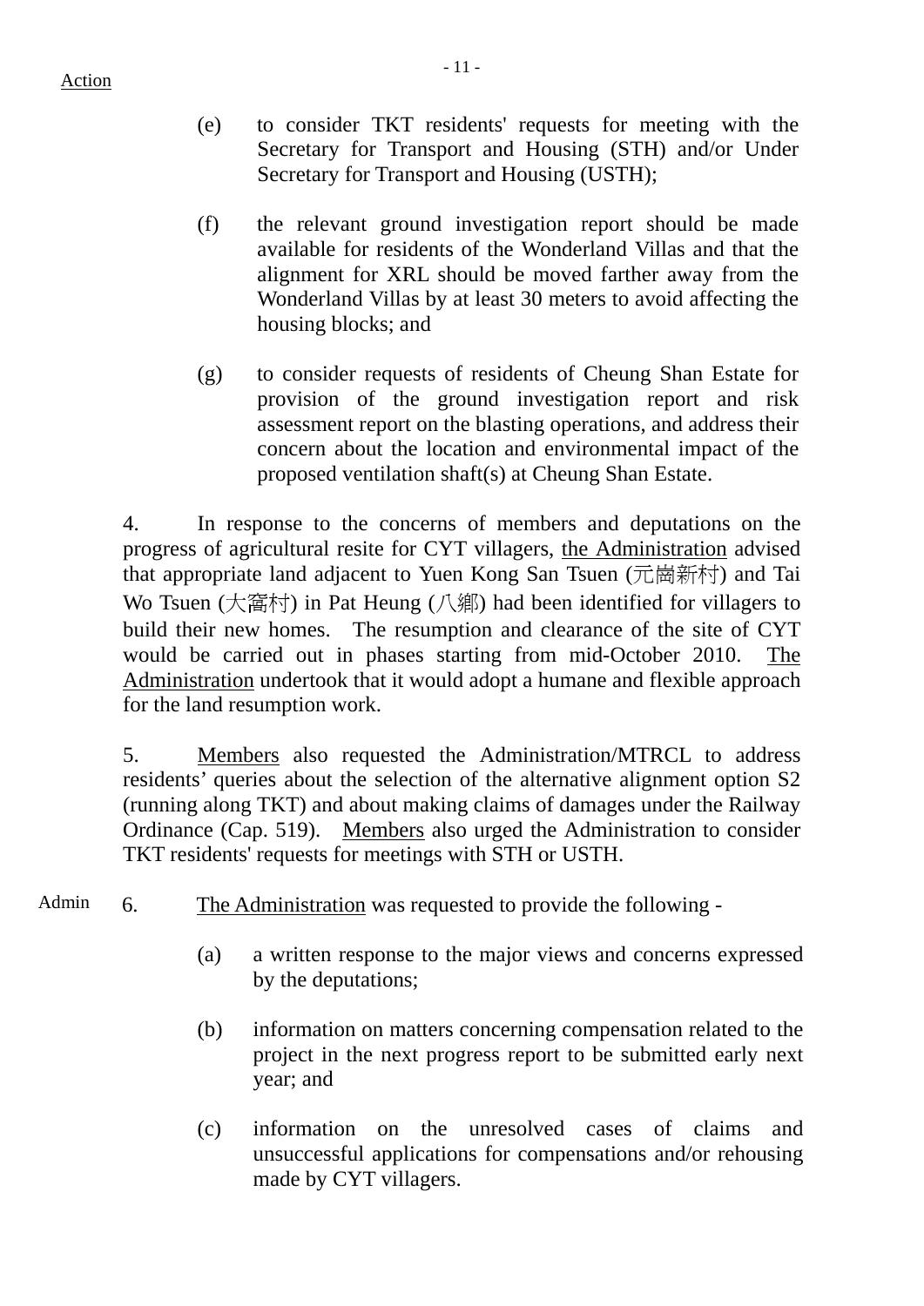Action

(e) to consider TKT residents' requests for meeting with the Secretary for Transport and Housing (STH) and/or Under Secretary for Transport and Housing (USTH);

(f) the relevant ground investigation report should be made available for residents of the Wonderland Villas and that the alignment for XRL should be moved farther away from the Wonderland Villas by at least 30 meters to avoid affecting the housing blocks; and

(g) to consider requests of residents of Cheung Shan Estate for provision of the ground investigation report and risk assessment report on the blasting operations, and address their concern about the location and environmental impact of the proposed ventilation shaft(s) at Cheung Shan Estate.

4. In response to the concerns of members and deputations on the progress of agricultural resite for CYT villagers, the Administration advised that appropriate land adjacent to Yuen Kong San Tsuen (元崗新村) and Tai Wo Tsuen (大窩村) in Pat Heung (八鄉) had been identified for villagers to build their new homes. The resumption and clearance of the site of CYT would be carried out in phases starting from mid-October 2010. The Administration undertook that it would adopt a humane and flexible approach for the land resumption work.

5. Members also requested the Administration/MTRCL to address residents' queries about the selection of the alternative alignment option S2 (running along TKT) and about making claims of damages under the Railway Ordinance (Cap. 519). Members also urged the Administration to consider TKT residents' requests for meetings with STH or USTH.

Admin 6. The Administration was requested to provide the following -

(a) a written response to the major views and concerns expressed by the deputations;

(b) information on matters concerning compensation related to the project in the next progress report to be submitted early next year; and

(c) information on the unresolved cases of claims and unsuccessful applications for compensations and/or rehousing made by CYT villagers.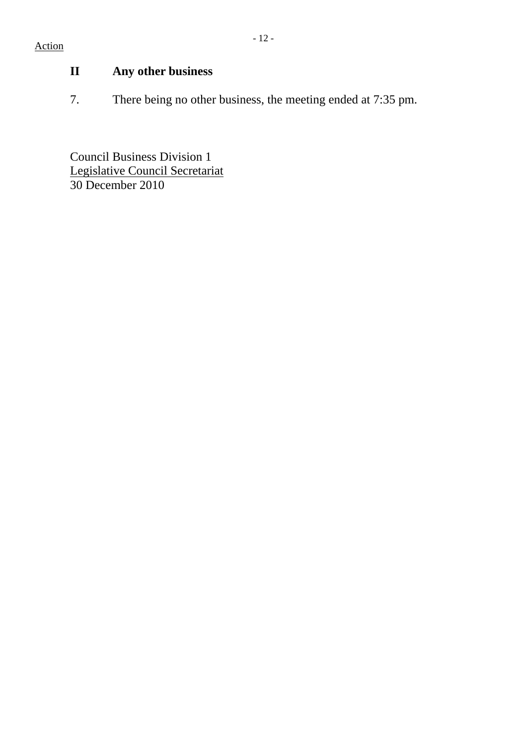Action

## II Any other business

7. There being no other business, the meeting ended at 7:35 pm.

Council Business Division 1
Legislative Council Secretariat
30 December 2010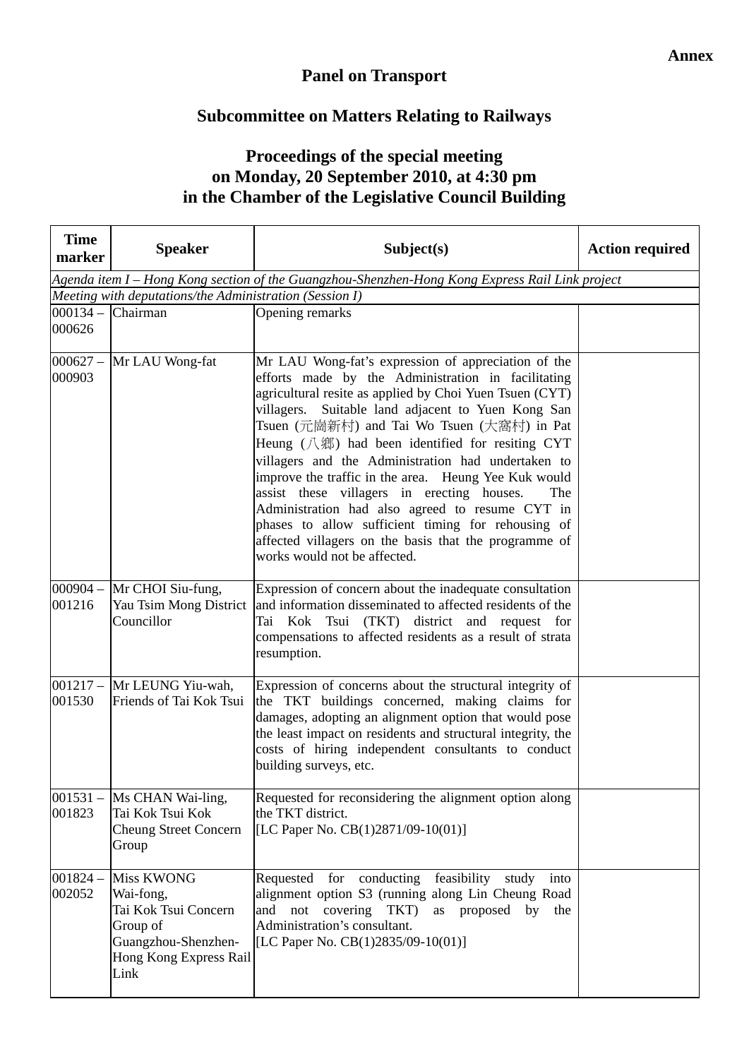**Annex**

# Panel on Transport

## Subcommittee on Matters Relating to Railways

### Proceedings of the special meeting on Monday, 20 September 2010, at 4:30 pm in the Chamber of the Legislative Council Building

| Time marker | Speaker | Subject(s) | Action required |
|---|---|---|---|
| *Agenda item I – Hong Kong section of the Guangzhou-Shenzhen-Hong Kong Express Rail Link project* | | | |
| *Meeting with deputations/the Administration (Session I)* | | | |
| 000134 – 000626 | Chairman | Opening remarks | |
| 000627 – 000903 | Mr LAU Wong-fat | Mr LAU Wong-fat's expression of appreciation of the efforts made by the Administration in facilitating agricultural resite as applied by Choi Yuen Tsuen (CYT) villagers. Suitable land adjacent to Yuen Kong San Tsuen (元崗新村) and Tai Wo Tsuen (大窩村) in Pat Heung (八鄉) had been identified for resiting CYT villagers and the Administration had undertaken to improve the traffic in the area. Heung Yee Kuk would assist these villagers in erecting houses. The Administration had also agreed to resume CYT in phases to allow sufficient timing for rehousing of affected villagers on the basis that the programme of works would not be affected. | |
| 000904 – 001216 | Mr CHOI Siu-fung, Yau Tsim Mong District Councillor | Expression of concern about the inadequate consultation and information disseminated to affected residents of the Tai Kok Tsui (TKT) district and request for compensations to affected residents as a result of strata resumption. | |
| 001217 – 001530 | Mr LEUNG Yiu-wah, Friends of Tai Kok Tsui | Expression of concerns about the structural integrity of the TKT buildings concerned, making claims for damages, adopting an alignment option that would pose the least impact on residents and structural integrity, the costs of hiring independent consultants to conduct building surveys, etc. | |
| 001531 – 001823 | Ms CHAN Wai-ling, Tai Kok Tsui Kok Cheung Street Concern Group | Requested for reconsidering the alignment option along the TKT district. [LC Paper No. CB(1)2871/09-10(01)] | |
| 001824 – 002052 | Miss KWONG Wai-fong, Tai Kok Tsui Concern Group of Guangzhou-Shenzhen-Hong Kong Express Rail Link | Requested for conducting feasibility study into alignment option S3 (running along Lin Cheung Road and not covering TKT) as proposed by the Administration's consultant. [LC Paper No. CB(1)2835/09-10(01)] | |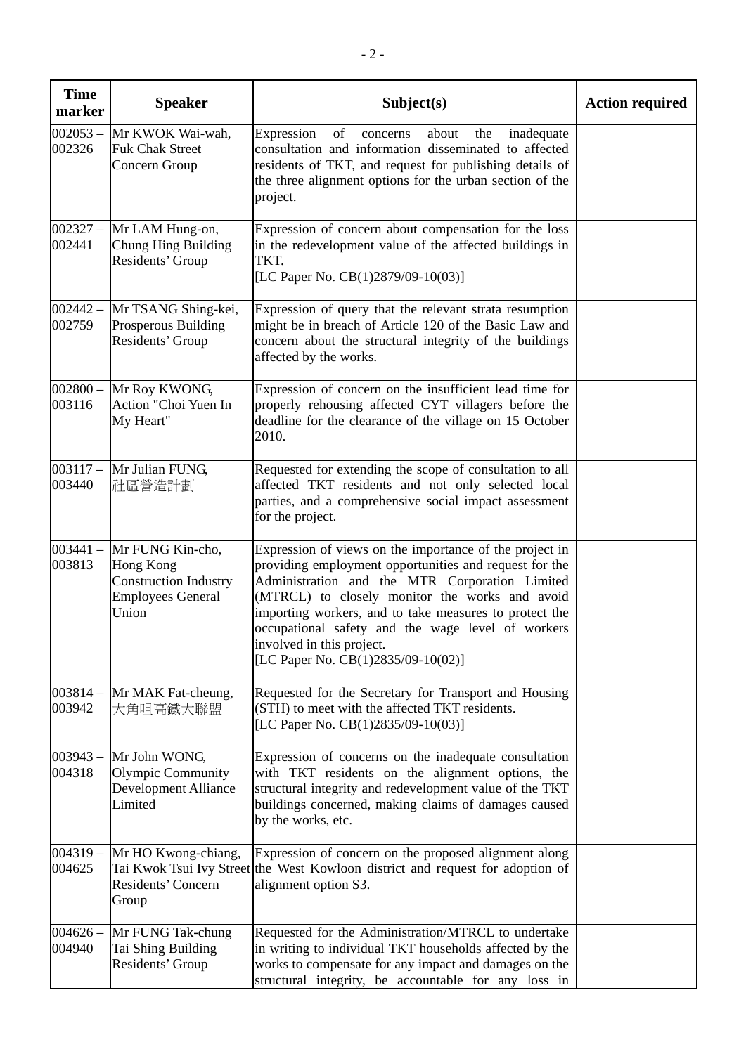| Time marker | Speaker | Subject(s) | Action required |
|---|---|---|---|
| 002053 – 002326 | Mr KWOK Wai-wah, Fuk Chak Street Concern Group | Expression of concerns about the inadequate consultation and information disseminated to affected residents of TKT, and request for publishing details of the three alignment options for the urban section of the project. | |
| 002327 – 002441 | Mr LAM Hung-on, Chung Hing Building Residents' Group | Expression of concern about compensation for the loss in the redevelopment value of the affected buildings in TKT. [LC Paper No. CB(1)2879/09-10(03)] | |
| 002442 – 002759 | Mr TSANG Shing-kei, Prosperous Building Residents' Group | Expression of query that the relevant strata resumption might be in breach of Article 120 of the Basic Law and concern about the structural integrity of the buildings affected by the works. | |
| 002800 – 003116 | Mr Roy KWONG, Action "Choi Yuen In My Heart" | Expression of concern on the insufficient lead time for properly rehousing affected CYT villagers before the deadline for the clearance of the village on 15 October 2010. | |
| 003117 – 003440 | Mr Julian FUNG, 社區營造計劃 | Requested for extending the scope of consultation to all affected TKT residents and not only selected local parties, and a comprehensive social impact assessment for the project. | |
| 003441 – 003813 | Mr FUNG Kin-cho, Hong Kong Construction Industry Employees General Union | Expression of views on the importance of the project in providing employment opportunities and request for the Administration and the MTR Corporation Limited (MTRCL) to closely monitor the works and avoid importing workers, and to take measures to protect the occupational safety and the wage level of workers involved in this project. [LC Paper No. CB(1)2835/09-10(02)] | |
| 003814 – 003942 | Mr MAK Fat-cheung, 大角咀高鐵大聯盟 | Requested for the Secretary for Transport and Housing (STH) to meet with the affected TKT residents. [LC Paper No. CB(1)2835/09-10(03)] | |
| 003943 – 004318 | Mr John WONG, Olympic Community Development Alliance Limited | Expression of concerns on the inadequate consultation with TKT residents on the alignment options, the structural integrity and redevelopment value of the TKT buildings concerned, making claims of damages caused by the works, etc. | |
| 004319 – 004625 | Mr HO Kwong-chiang, Tai Kwok Tsui Ivy Street Residents' Concern Group | Expression of concern on the proposed alignment along the West Kowloon district and request for adoption of alignment option S3. | |
| 004626 – 004940 | Mr FUNG Tak-chung Tai Shing Building Residents' Group | Requested for the Administration/MTRCL to undertake in writing to individual TKT households affected by the works to compensate for any impact and damages on the structural integrity, be accountable for any loss in | |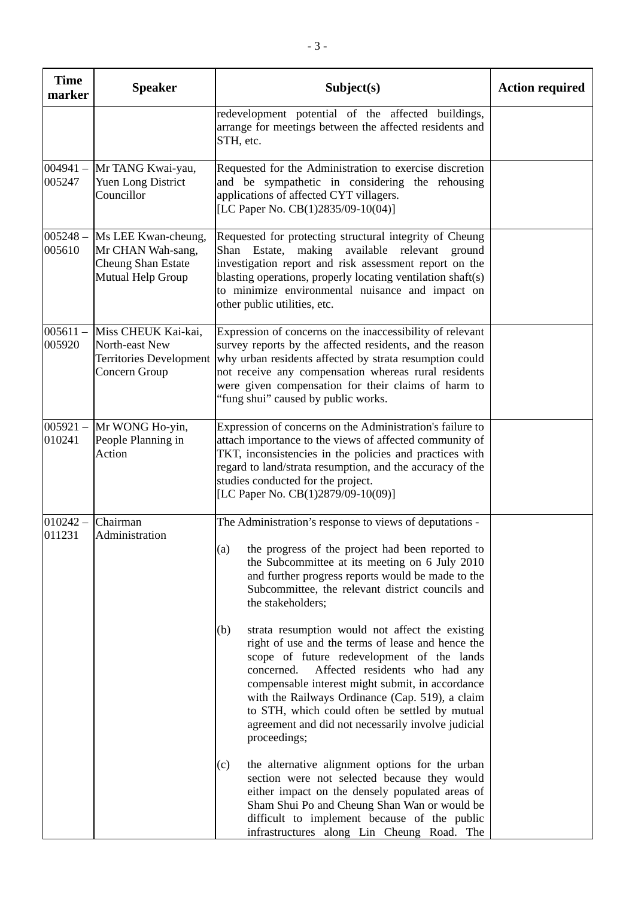| Time marker | Speaker | Subject(s) | Action required |
|---|---|---|---|
| | | redevelopment potential of the affected buildings, arrange for meetings between the affected residents and STH, etc. | |
| 004941 – 005247 | Mr TANG Kwai-yau, Yuen Long District Councillor | Requested for the Administration to exercise discretion and be sympathetic in considering the rehousing applications of affected CYT villagers. [LC Paper No. CB(1)2835/09-10(04)] | |
| 005248 – 005610 | Ms LEE Kwan-cheung, Mr CHAN Wah-sang, Cheung Shan Estate Mutual Help Group | Requested for protecting structural integrity of Cheung Shan Estate, making available relevant ground investigation report and risk assessment report on the blasting operations, properly locating ventilation shaft(s) to minimize environmental nuisance and impact on other public utilities, etc. | |
| 005611 – 005920 | Miss CHEUK Kai-kai, North-east New Territories Development Concern Group | Expression of concerns on the inaccessibility of relevant survey reports by the affected residents, and the reason why urban residents affected by strata resumption could not receive any compensation whereas rural residents were given compensation for their claims of harm to "fung shui" caused by public works. | |
| 005921 – 010241 | Mr WONG Ho-yin, People Planning in Action | Expression of concerns on the Administration's failure to attach importance to the views of affected community of TKT, inconsistencies in the policies and practices with regard to land/strata resumption, and the accuracy of the studies conducted for the project. [LC Paper No. CB(1)2879/09-10(09)] | |
| 010242 – 011231 | Chairman Administration | The Administration's response to views of deputations - (a) the progress of the project had been reported to the Subcommittee at its meeting on 6 July 2010 and further progress reports would be made to the Subcommittee, the relevant district councils and the stakeholders; (b) strata resumption would not affect the existing right of use and the terms of lease and hence the scope of future redevelopment of the lands concerned. Affected residents who had any compensable interest might submit, in accordance with the Railways Ordinance (Cap. 519), a claim to STH, which could often be settled by mutual agreement and did not necessarily involve judicial proceedings; (c) the alternative alignment options for the urban section were not selected because they would either impact on the densely populated areas of Sham Shui Po and Cheung Shan Wan or would be difficult to implement because of the public infrastructures along Lin Cheung Road. The | |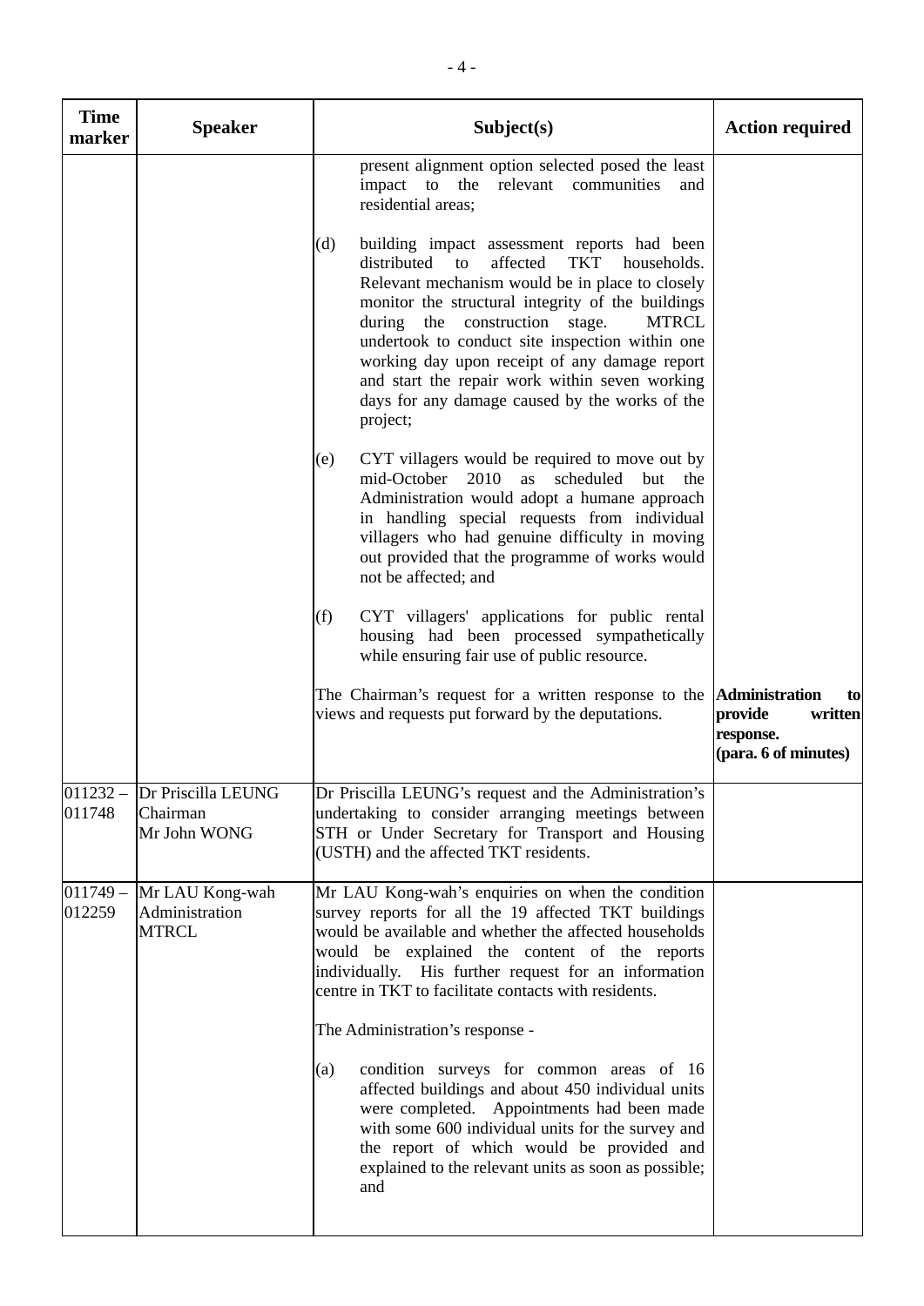| Time marker | Speaker | Subject(s) | Action required |
|---|---|---|---|
| | | present alignment option selected posed the least impact to the relevant communities and residential areas;<br><br>(d) building impact assessment reports had been distributed to affected TKT households. Relevant mechanism would be in place to closely monitor the structural integrity of the buildings during the construction stage. MTRCL undertook to conduct site inspection within one working day upon receipt of any damage report and start the repair work within seven working days for any damage caused by the works of the project;<br><br>(e) CYT villagers would be required to move out by mid-October 2010 as scheduled but the Administration would adopt a humane approach in handling special requests from individual villagers who had genuine difficulty in moving out provided that the programme of works would not be affected; and<br><br>(f) CYT villagers' applications for public rental housing had been processed sympathetically while ensuring fair use of public resource.<br><br>The Chairman's request for a written response to the views and requests put forward by the deputations. | <br><br><br><br><br><br><br><br><br><br><br><br><br><br><br><br><br><br><br><br>**Administration to provide written response.**<br>**(para. 6 of minutes)** |
| 011232 – 011748 | Dr Priscilla LEUNG<br>Chairman<br>Mr John WONG | Dr Priscilla LEUNG's request and the Administration's undertaking to consider arranging meetings between STH or Under Secretary for Transport and Housing (USTH) and the affected TKT residents. | |
| 011749 – 012259 | Mr LAU Kong-wah<br>Administration<br>MTRCL | Mr LAU Kong-wah's enquiries on when the condition survey reports for all the 19 affected TKT buildings would be available and whether the affected households would be explained the content of the reports individually. His further request for an information centre in TKT to facilitate contacts with residents.<br><br>The Administration's response -<br><br>(a) condition surveys for common areas of 16 affected buildings and about 450 individual units were completed. Appointments had been made with some 600 individual units for the survey and the report of which would be provided and explained to the relevant units as soon as possible; and | |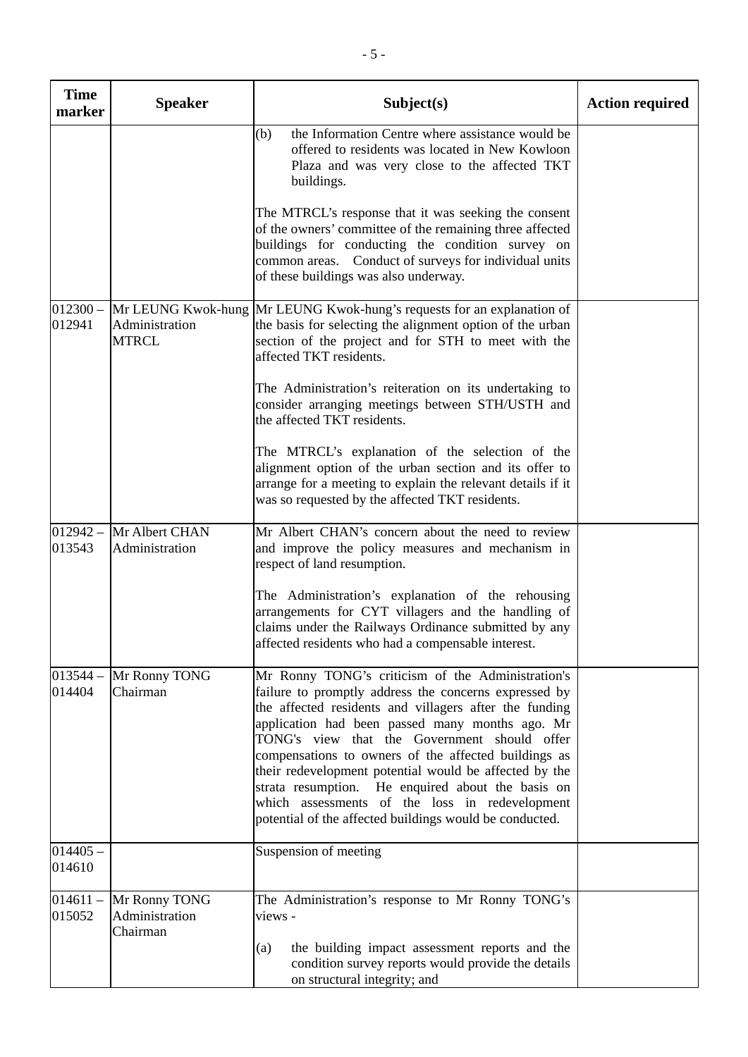| Time marker | Speaker | Subject(s) | Action required |
|---|---|---|---|
| | | (b) the Information Centre where assistance would be offered to residents was located in New Kowloon Plaza and was very close to the affected TKT buildings.<br><br>The MTRCL's response that it was seeking the consent of the owners' committee of the remaining three affected buildings for conducting the condition survey on common areas. Conduct of surveys for individual units of these buildings was also underway. | |
| 012300 – 012941 | Mr LEUNG Kwok-hung<br>Administration<br>MTRCL | Mr LEUNG Kwok-hung's requests for an explanation of the basis for selecting the alignment option of the urban section of the project and for STH to meet with the affected TKT residents.<br><br>The Administration's reiteration on its undertaking to consider arranging meetings between STH/USTH and the affected TKT residents.<br><br>The MTRCL's explanation of the selection of the alignment option of the urban section and its offer to arrange for a meeting to explain the relevant details if it was so requested by the affected TKT residents. | |
| 012942 – 013543 | Mr Albert CHAN<br>Administration | Mr Albert CHAN's concern about the need to review and improve the policy measures and mechanism in respect of land resumption.<br><br>The Administration's explanation of the rehousing arrangements for CYT villagers and the handling of claims under the Railways Ordinance submitted by any affected residents who had a compensable interest. | |
| 013544 – 014404 | Mr Ronny TONG<br>Chairman | Mr Ronny TONG's criticism of the Administration's failure to promptly address the concerns expressed by the affected residents and villagers after the funding application had been passed many months ago. Mr TONG's view that the Government should offer compensations to owners of the affected buildings as their redevelopment potential would be affected by the strata resumption. He enquired about the basis on which assessments of the loss in redevelopment potential of the affected buildings would be conducted. | |
| 014405 – 014610 | | Suspension of meeting | |
| 014611 – 015052 | Mr Ronny TONG<br>Administration<br>Chairman | The Administration's response to Mr Ronny TONG's views -<br><br>(a) the building impact assessment reports and the condition survey reports would provide the details on structural integrity; and | |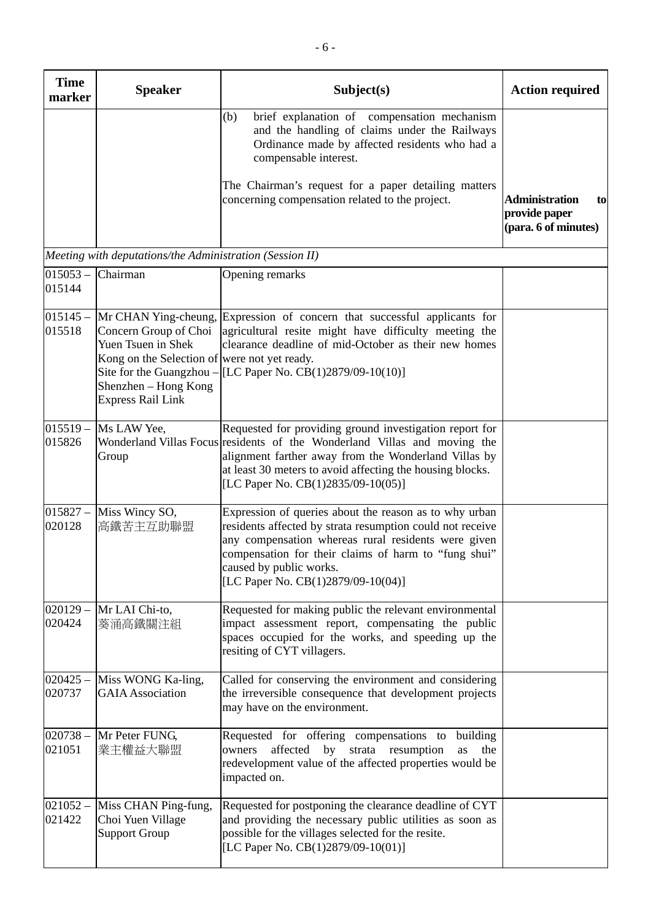| Time marker | Speaker | Subject(s) | Action required |
|---|---|---|---|
| | | (b) brief explanation of compensation mechanism and the handling of claims under the Railways Ordinance made by affected residents who had a compensable interest.<br><br>The Chairman's request for a paper detailing matters concerning compensation related to the project. | **Administration to provide paper (para. 6 of minutes)** |
| *Meeting with deputations/the Administration (Session II)* | | | |
| 015053 – 015144 | Chairman | Opening remarks | |
| 015145 – 015518 | Mr CHAN Ying-cheung, Concern Group of Choi Yuen Tsuen in Shek Kong on the Selection of Site for the Guangzhou – Shenzhen – Hong Kong Express Rail Link | Expression of concern that successful applicants for agricultural resite might have difficulty meeting the clearance deadline of mid-October as their new homes were not yet ready.<br>[LC Paper No. CB(1)2879/09-10(10)] | |
| 015519 – 015826 | Ms LAW Yee, Wonderland Villas Focus Group | Requested for providing ground investigation report for residents of the Wonderland Villas and moving the alignment farther away from the Wonderland Villas by at least 30 meters to avoid affecting the housing blocks.<br>[LC Paper No. CB(1)2835/09-10(05)] | |
| 015827 – 020128 | Miss Wincy SO, 高鐵苦主互助聯盟 | Expression of queries about the reason as to why urban residents affected by strata resumption could not receive any compensation whereas rural residents were given compensation for their claims of harm to "fung shui" caused by public works.<br>[LC Paper No. CB(1)2879/09-10(04)] | |
| 020129 – 020424 | Mr LAI Chi-to, 葵涌高鐵關注組 | Requested for making public the relevant environmental impact assessment report, compensating the public spaces occupied for the works, and speeding up the resiting of CYT villagers. | |
| 020425 – 020737 | Miss WONG Ka-ling, GAIA Association | Called for conserving the environment and considering the irreversible consequence that development projects may have on the environment. | |
| 020738 – 021051 | Mr Peter FUNG, 業主權益大聯盟 | Requested for offering compensations to building owners affected by strata resumption as the redevelopment value of the affected properties would be impacted on. | |
| 021052 – 021422 | Miss CHAN Ping-fung, Choi Yuen Village Support Group | Requested for postponing the clearance deadline of CYT and providing the necessary public utilities as soon as possible for the villages selected for the resite.<br>[LC Paper No. CB(1)2879/09-10(01)] | |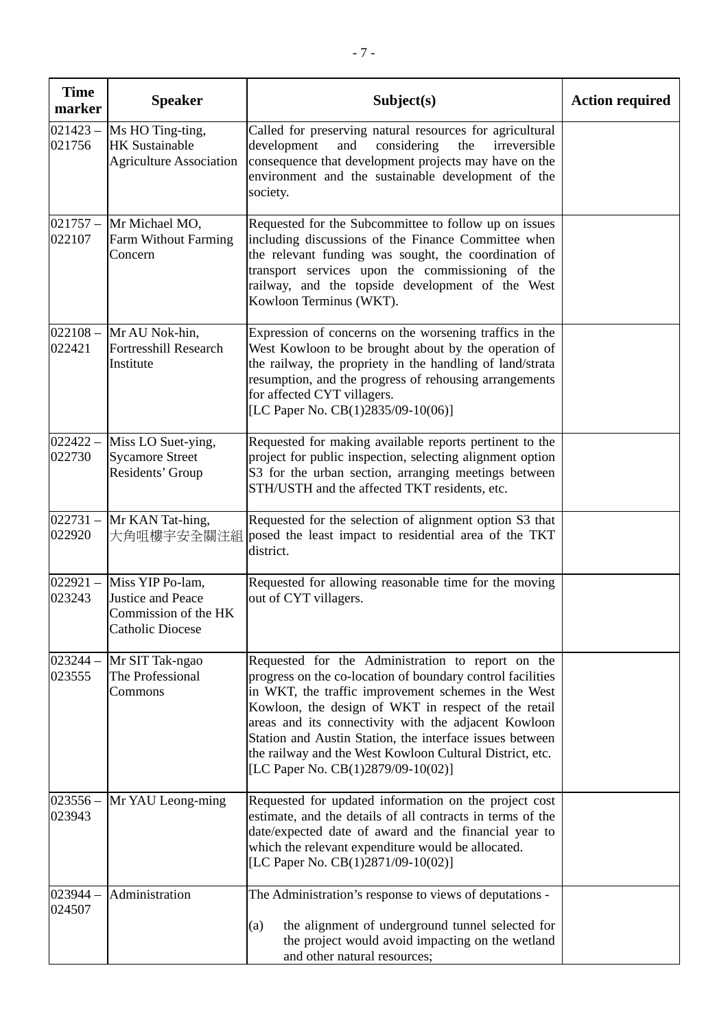| Time marker | Speaker | Subject(s) | Action required |
|---|---|---|---|
| 021423 – 021756 | Ms HO Ting-ting, HK Sustainable Agriculture Association | Called for preserving natural resources for agricultural development and considering the irreversible consequence that development projects may have on the environment and the sustainable development of the society. | |
| 021757 – 022107 | Mr Michael MO, Farm Without Farming Concern | Requested for the Subcommittee to follow up on issues including discussions of the Finance Committee when the relevant funding was sought, the coordination of transport services upon the commissioning of the railway, and the topside development of the West Kowloon Terminus (WKT). | |
| 022108 – 022421 | Mr AU Nok-hin, Fortresshill Research Institute | Expression of concerns on the worsening traffics in the West Kowloon to be brought about by the operation of the railway, the propriety in the handling of land/strata resumption, and the progress of rehousing arrangements for affected CYT villagers. [LC Paper No. CB(1)2835/09-10(06)] | |
| 022422 – 022730 | Miss LO Suet-ying, Sycamore Street Residents' Group | Requested for making available reports pertinent to the project for public inspection, selecting alignment option S3 for the urban section, arranging meetings between STH/USTH and the affected TKT residents, etc. | |
| 022731 – 022920 | Mr KAN Tat-hing, 大角咀樓宇安全關注組 | Requested for the selection of alignment option S3 that posed the least impact to residential area of the TKT district. | |
| 022921 – 023243 | Miss YIP Po-lam, Justice and Peace Commission of the HK Catholic Diocese | Requested for allowing reasonable time for the moving out of CYT villagers. | |
| 023244 – 023555 | Mr SIT Tak-ngao The Professional Commons | Requested for the Administration to report on the progress on the co-location of boundary control facilities in WKT, the traffic improvement schemes in the West Kowloon, the design of WKT in respect of the retail areas and its connectivity with the adjacent Kowloon Station and Austin Station, the interface issues between the railway and the West Kowloon Cultural District, etc. [LC Paper No. CB(1)2879/09-10(02)] | |
| 023556 – 023943 | Mr YAU Leong-ming | Requested for updated information on the project cost estimate, and the details of all contracts in terms of the date/expected date of award and the financial year to which the relevant expenditure would be allocated. [LC Paper No. CB(1)2871/09-10(02)] | |
| 023944 – 024507 | Administration | The Administration's response to views of deputations - (a) the alignment of underground tunnel selected for the project would avoid impacting on the wetland and other natural resources; | |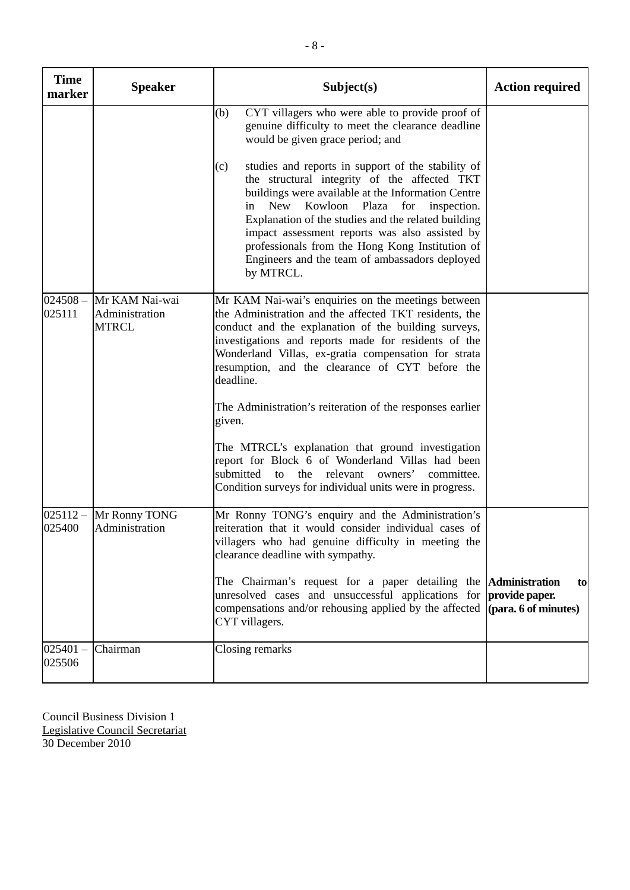| Time marker | Speaker | Subject(s) | Action required |
|---|---|---|---|
| | | (b) CYT villagers who were able to provide proof of genuine difficulty to meet the clearance deadline would be given grace period; and<br><br>(c) studies and reports in support of the stability of the structural integrity of the affected TKT buildings were available at the Information Centre in New Kowloon Plaza for inspection. Explanation of the studies and the related building impact assessment reports was also assisted by professionals from the Hong Kong Institution of Engineers and the team of ambassadors deployed by MTRCL. | |
| 024508 – 025111 | Mr KAM Nai-wai<br>Administration<br>MTRCL | Mr KAM Nai-wai's enquiries on the meetings between the Administration and the affected TKT residents, the conduct and the explanation of the building surveys, investigations and reports made for residents of the Wonderland Villas, ex-gratia compensation for strata resumption, and the clearance of CYT before the deadline.<br><br>The Administration's reiteration of the responses earlier given.<br><br>The MTRCL's explanation that ground investigation report for Block 6 of Wonderland Villas had been submitted to the relevant owners' committee. Condition surveys for individual units were in progress. | |
| 025112 – 025400 | Mr Ronny TONG<br>Administration | Mr Ronny TONG's enquiry and the Administration's reiteration that it would consider individual cases of villagers who had genuine difficulty in meeting the clearance deadline with sympathy.<br><br>The Chairman's request for a paper detailing the unresolved cases and unsuccessful applications for compensations and/or rehousing applied by the affected CYT villagers. | <br><br><br><br>**Administration to provide paper. (para. 6 of minutes)** |
| 025401 – 025506 | Chairman | Closing remarks | |

Council Business Division 1
Legislative Council Secretariat
30 December 2010